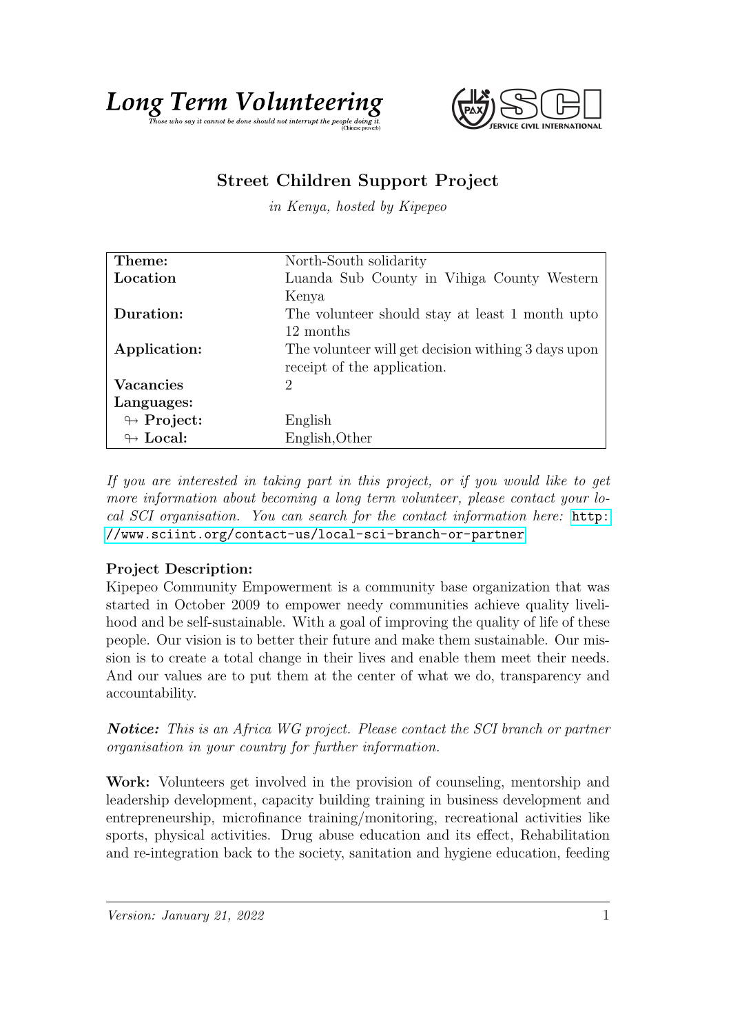**Long Term Volunteering**

*Those who say it cannot be done should not interrupt the people doing it.* (Chinese proverb)

SERVICE CIVIL INTERNATIONAL

## Street Children Support Project

*in Kenya, hosted by Kipepeo*

| | |
|---|---|
| **Theme:** | North-South solidarity |
| **Location** | Luanda Sub County in Vihiga County Western Kenya |
| **Duration:** | The volunteer should stay at least 1 month upto 12 months |
| **Application:** | The volunteer will get decision withing 3 days upon receipt of the application. |
| **Vacancies** | 2 |
| **Languages:** | |
| ↬ **Project:** | English |
| ↬ **Local:** | English,Other |

*If you are interested in taking part in this project, or if you would like to get more information about becoming a long term volunteer, please contact your local SCI organisation. You can search for the contact information here:* http://www.sciint.org/contact-us/local-sci-branch-or-partner

**Project Description:**
Kipepeo Community Empowerment is a community base organization that was started in October 2009 to empower needy communities achieve quality livelihood and be self-sustainable. With a goal of improving the quality of life of these people. Our vision is to better their future and make them sustainable. Our mission is to create a total change in their lives and enable them meet their needs. And our values are to put them at the center of what we do, transparency and accountability.

***Notice:*** *This is an Africa WG project. Please contact the SCI branch or partner organisation in your country for further information.*

**Work:** Volunteers get involved in the provision of counseling, mentorship and leadership development, capacity building training in business development and entrepreneurship, microfinance training/monitoring, recreational activities like sports, physical activities. Drug abuse education and its effect, Rehabilitation and re-integration back to the society, sanitation and hygiene education, feeding

*Version: January 21, 2022*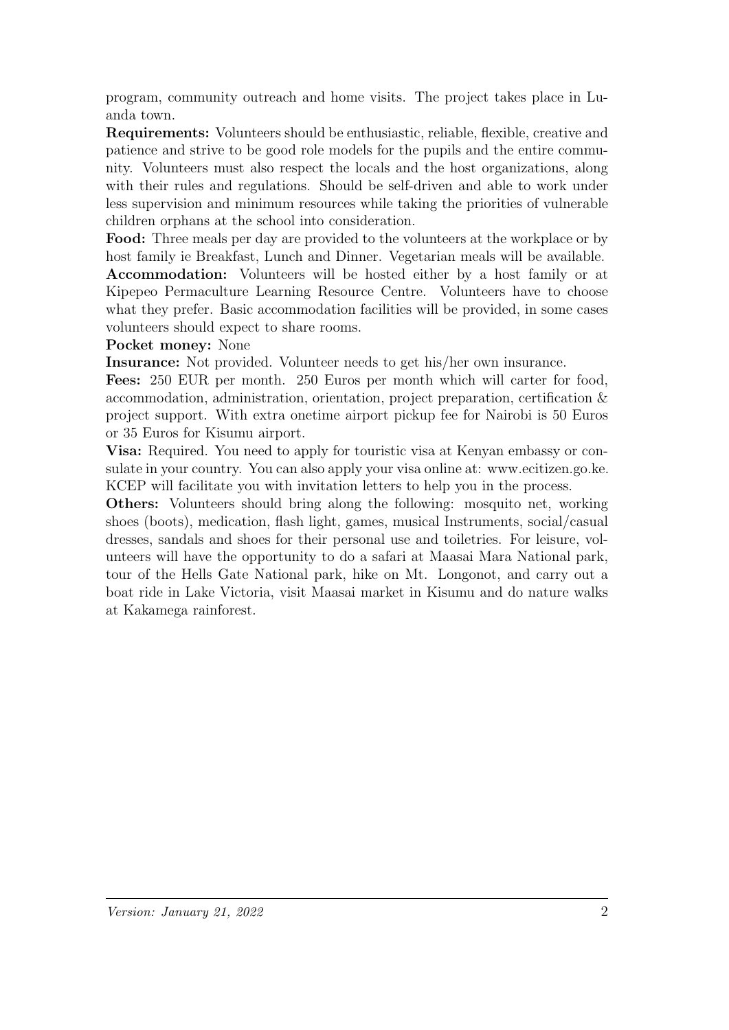program, community outreach and home visits. The project takes place in Luanda town.

**Requirements:** Volunteers should be enthusiastic, reliable, flexible, creative and patience and strive to be good role models for the pupils and the entire community. Volunteers must also respect the locals and the host organizations, along with their rules and regulations. Should be self-driven and able to work under less supervision and minimum resources while taking the priorities of vulnerable children orphans at the school into consideration.

**Food:** Three meals per day are provided to the volunteers at the workplace or by host family ie Breakfast, Lunch and Dinner. Vegetarian meals will be available.

**Accommodation:** Volunteers will be hosted either by a host family or at Kipepeo Permaculture Learning Resource Centre. Volunteers have to choose what they prefer. Basic accommodation facilities will be provided, in some cases volunteers should expect to share rooms.

**Pocket money:** None

**Insurance:** Not provided. Volunteer needs to get his/her own insurance.

**Fees:** 250 EUR per month. 250 Euros per month which will carter for food, accommodation, administration, orientation, project preparation, certification & project support. With extra onetime airport pickup fee for Nairobi is 50 Euros or 35 Euros for Kisumu airport.

**Visa:** Required. You need to apply for touristic visa at Kenyan embassy or consulate in your country. You can also apply your visa online at: www.ecitizen.go.ke. KCEP will facilitate you with invitation letters to help you in the process.

**Others:** Volunteers should bring along the following: mosquito net, working shoes (boots), medication, flash light, games, musical Instruments, social/casual dresses, sandals and shoes for their personal use and toiletries. For leisure, volunteers will have the opportunity to do a safari at Maasai Mara National park, tour of the Hells Gate National park, hike on Mt. Longonot, and carry out a boat ride in Lake Victoria, visit Maasai market in Kisumu and do nature walks at Kakamega rainforest.